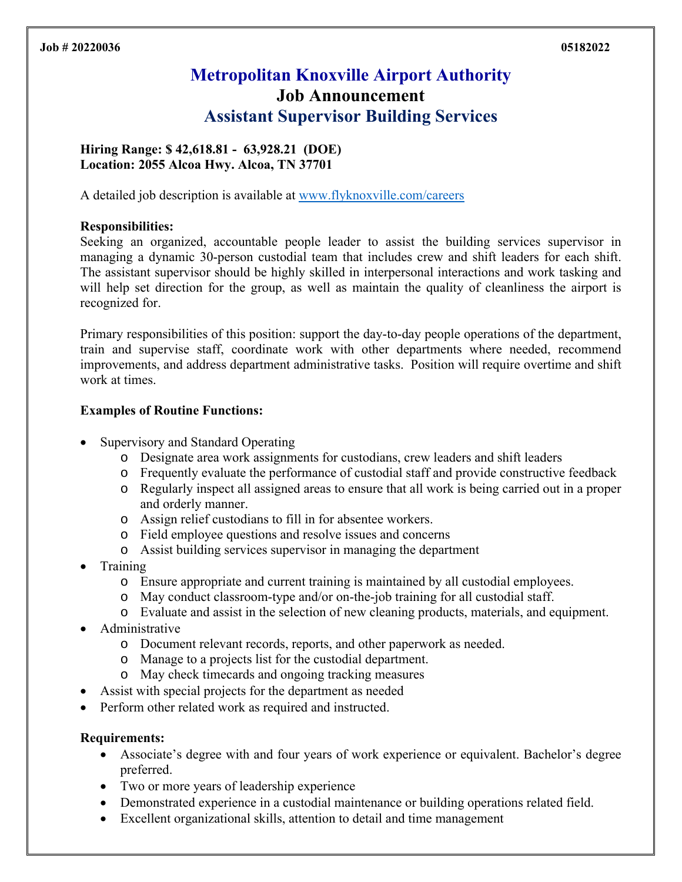**Job # 20220036** **05182022**

# Metropolitan Knoxville Airport Authority

## Job Announcement

## Assistant Supervisor Building Services

**Hiring Range: $ 42,618.81 - 63,928.21 (DOE)**
**Location: 2055 Alcoa Hwy. Alcoa, TN 37701**

A detailed job description is available at www.flyknoxville.com/careers

**Responsibilities:**

Seeking an organized, accountable people leader to assist the building services supervisor in managing a dynamic 30-person custodial team that includes crew and shift leaders for each shift. The assistant supervisor should be highly skilled in interpersonal interactions and work tasking and will help set direction for the group, as well as maintain the quality of cleanliness the airport is recognized for.

Primary responsibilities of this position: support the day-to-day people operations of the department, train and supervise staff, coordinate work with other departments where needed, recommend improvements, and address department administrative tasks. Position will require overtime and shift work at times.

**Examples of Routine Functions:**

- Supervisory and Standard Operating
  - Designate area work assignments for custodians, crew leaders and shift leaders
  - Frequently evaluate the performance of custodial staff and provide constructive feedback
  - Regularly inspect all assigned areas to ensure that all work is being carried out in a proper and orderly manner.
  - Assign relief custodians to fill in for absentee workers.
  - Field employee questions and resolve issues and concerns
  - Assist building services supervisor in managing the department
- Training
  - Ensure appropriate and current training is maintained by all custodial employees.
  - May conduct classroom-type and/or on-the-job training for all custodial staff.
  - Evaluate and assist in the selection of new cleaning products, materials, and equipment.
- Administrative
  - Document relevant records, reports, and other paperwork as needed.
  - Manage to a projects list for the custodial department.
  - May check timecards and ongoing tracking measures
- Assist with special projects for the department as needed
- Perform other related work as required and instructed.

**Requirements:**

- Associate's degree with and four years of work experience or equivalent. Bachelor's degree preferred.
- Two or more years of leadership experience
- Demonstrated experience in a custodial maintenance or building operations related field.
- Excellent organizational skills, attention to detail and time management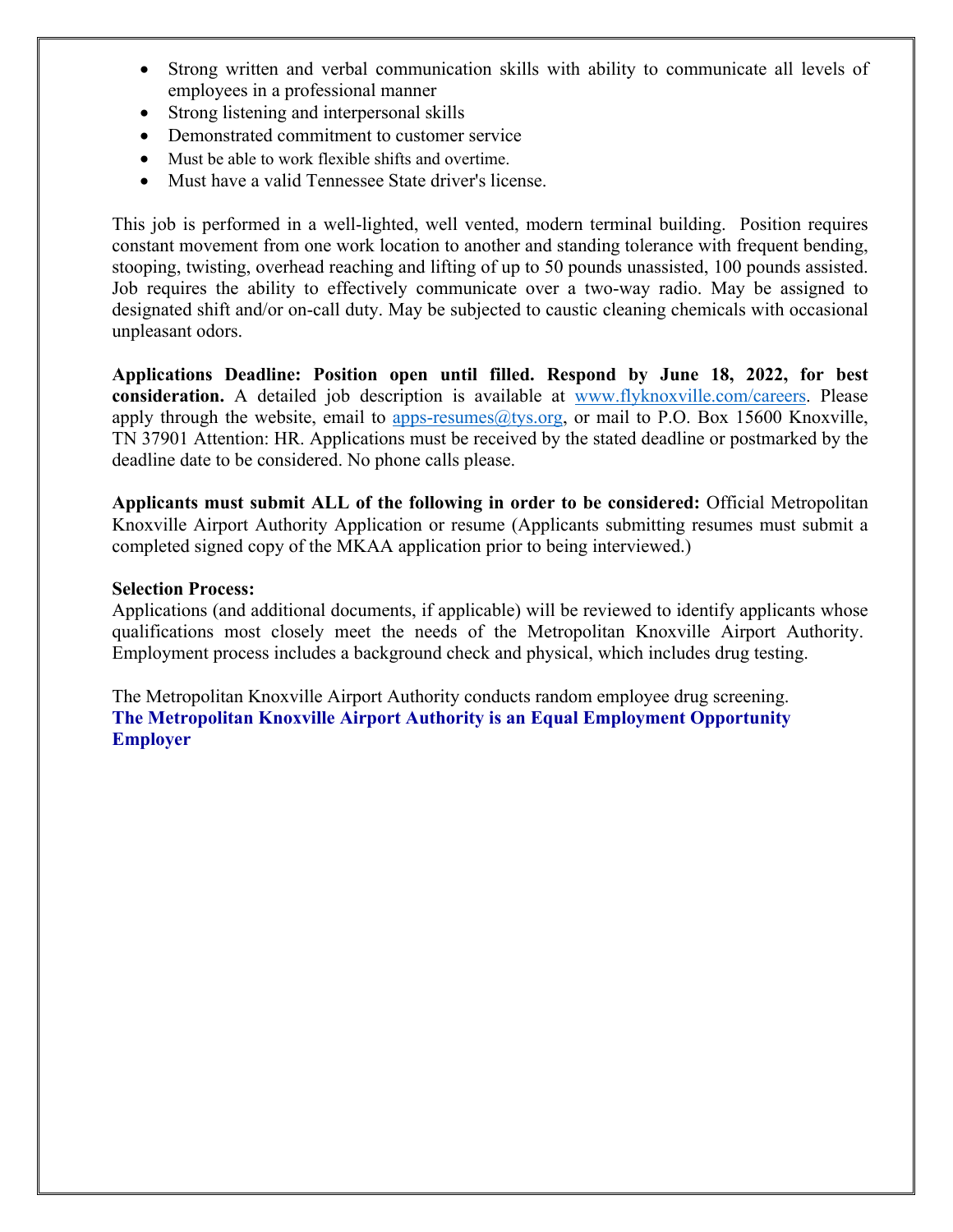- Strong written and verbal communication skills with ability to communicate all levels of employees in a professional manner
- Strong listening and interpersonal skills
- Demonstrated commitment to customer service
- Must be able to work flexible shifts and overtime.
- Must have a valid Tennessee State driver's license.

This job is performed in a well-lighted, well vented, modern terminal building. Position requires constant movement from one work location to another and standing tolerance with frequent bending, stooping, twisting, overhead reaching and lifting of up to 50 pounds unassisted, 100 pounds assisted. Job requires the ability to effectively communicate over a two-way radio. May be assigned to designated shift and/or on-call duty. May be subjected to caustic cleaning chemicals with occasional unpleasant odors.

**Applications Deadline: Position open until filled. Respond by June 18, 2022, for best consideration.** A detailed job description is available at www.flyknoxville.com/careers. Please apply through the website, email to apps-resumes@tys.org, or mail to P.O. Box 15600 Knoxville, TN 37901 Attention: HR. Applications must be received by the stated deadline or postmarked by the deadline date to be considered. No phone calls please.

**Applicants must submit ALL of the following in order to be considered:** Official Metropolitan Knoxville Airport Authority Application or resume (Applicants submitting resumes must submit a completed signed copy of the MKAA application prior to being interviewed.)

**Selection Process:**
Applications (and additional documents, if applicable) will be reviewed to identify applicants whose qualifications most closely meet the needs of the Metropolitan Knoxville Airport Authority. Employment process includes a background check and physical, which includes drug testing.

The Metropolitan Knoxville Airport Authority conducts random employee drug screening.
**The Metropolitan Knoxville Airport Authority is an Equal Employment Opportunity Employer**